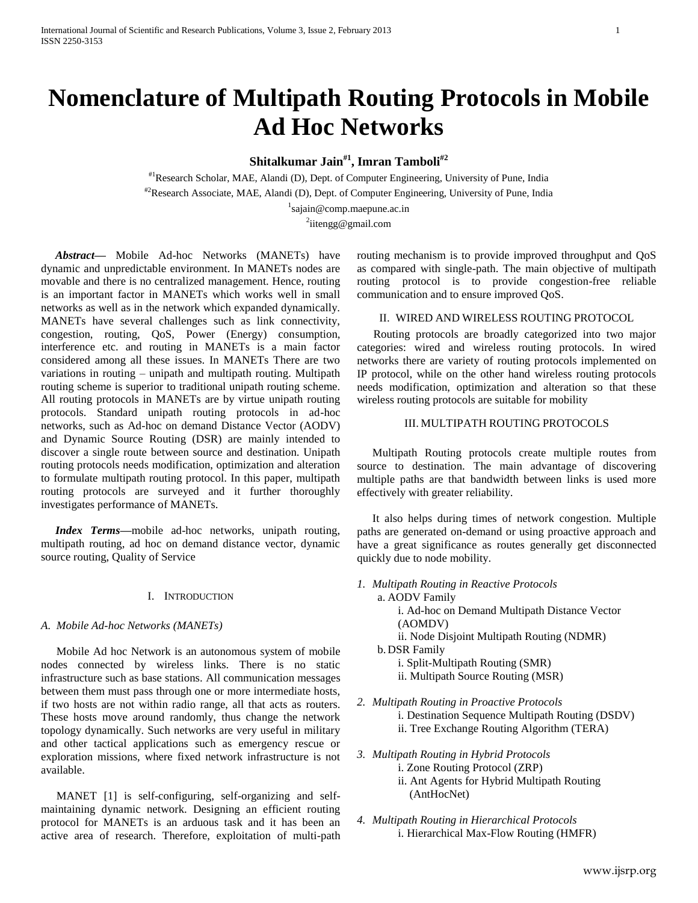# Nomenclature of Multipath Routing Protocols in Mobile Ad Hoc Networks

**Shitalkumar Jain[#1], Imran Tamboli[#2]**

[#1]Research Scholar, MAE, Alandi (D), Dept. of Computer Engineering, University of Pune, India

[#2]Research Associate, MAE, Alandi (D), Dept. of Computer Engineering, University of Pune, India

[1]sajain@comp.maepune.ac.in

[2]iitengg@gmail.com

***Abstract*—** Mobile Ad-hoc Networks (MANETs) have dynamic and unpredictable environment. In MANETs nodes are movable and there is no centralized management. Hence, routing is an important factor in MANETs which works well in small networks as well as in the network which expanded dynamically. MANETs have several challenges such as link connectivity, congestion, routing, QoS, Power (Energy) consumption, interference etc. and routing in MANETs is a main factor considered among all these issues. In MANETs There are two variations in routing – unipath and multipath routing. Multipath routing scheme is superior to traditional unipath routing scheme. All routing protocols in MANETs are by virtue unipath routing protocols. Standard unipath routing protocols in ad-hoc networks, such as Ad-hoc on demand Distance Vector (AODV) and Dynamic Source Routing (DSR) are mainly intended to discover a single route between source and destination. Unipath routing protocols needs modification, optimization and alteration to formulate multipath routing protocol. In this paper, multipath routing protocols are surveyed and it further thoroughly investigates performance of MANETs.

***Index Terms*—**mobile ad-hoc networks, unipath routing, multipath routing, ad hoc on demand distance vector, dynamic source routing, Quality of Service

## I. Introduction

### A. Mobile Ad-hoc Networks (MANETs)

Mobile Ad hoc Network is an autonomous system of mobile nodes connected by wireless links. There is no static infrastructure such as base stations. All communication messages between them must pass through one or more intermediate hosts, if two hosts are not within radio range, all that acts as routers. These hosts move around randomly, thus change the network topology dynamically. Such networks are very useful in military and other tactical applications such as emergency rescue or exploration missions, where fixed network infrastructure is not available.

MANET [1] is self-configuring, self-organizing and self-maintaining dynamic network. Designing an efficient routing protocol for MANETs is an arduous task and it has been an active area of research. Therefore, exploitation of multi-path routing mechanism is to provide improved throughput and QoS as compared with single-path. The main objective of multipath routing protocol is to provide congestion-free reliable communication and to ensure improved QoS.

## II. Wired and Wireless Routing Protocol

Routing protocols are broadly categorized into two major categories: wired and wireless routing protocols. In wired networks there are variety of routing protocols implemented on IP protocol, while on the other hand wireless routing protocols needs modification, optimization and alteration so that these wireless routing protocols are suitable for mobility

## III. Multipath Routing Protocols

Multipath Routing protocols create multiple routes from source to destination. The main advantage of discovering multiple paths are that bandwidth between links is used more effectively with greater reliability.

It also helps during times of network congestion. Multiple paths are generated on-demand or using proactive approach and have a great significance as routes generally get disconnected quickly due to node mobility.

1. *Multipath Routing in Reactive Protocols*
   - a. AODV Family
     - i. Ad-hoc on Demand Multipath Distance Vector (AOMDV)
     - ii. Node Disjoint Multipath Routing (NDMR)
   - b. DSR Family
     - i. Split-Multipath Routing (SMR)
     - ii. Multipath Source Routing (MSR)
2. *Multipath Routing in Proactive Protocols*
   - i. Destination Sequence Multipath Routing (DSDV)
   - ii. Tree Exchange Routing Algorithm (TERA)
3. *Multipath Routing in Hybrid Protocols*
   - i. Zone Routing Protocol (ZRP)
   - ii. Ant Agents for Hybrid Multipath Routing (AntHocNet)
4. *Multipath Routing in Hierarchical Protocols*
   - i. Hierarchical Max-Flow Routing (HMFR)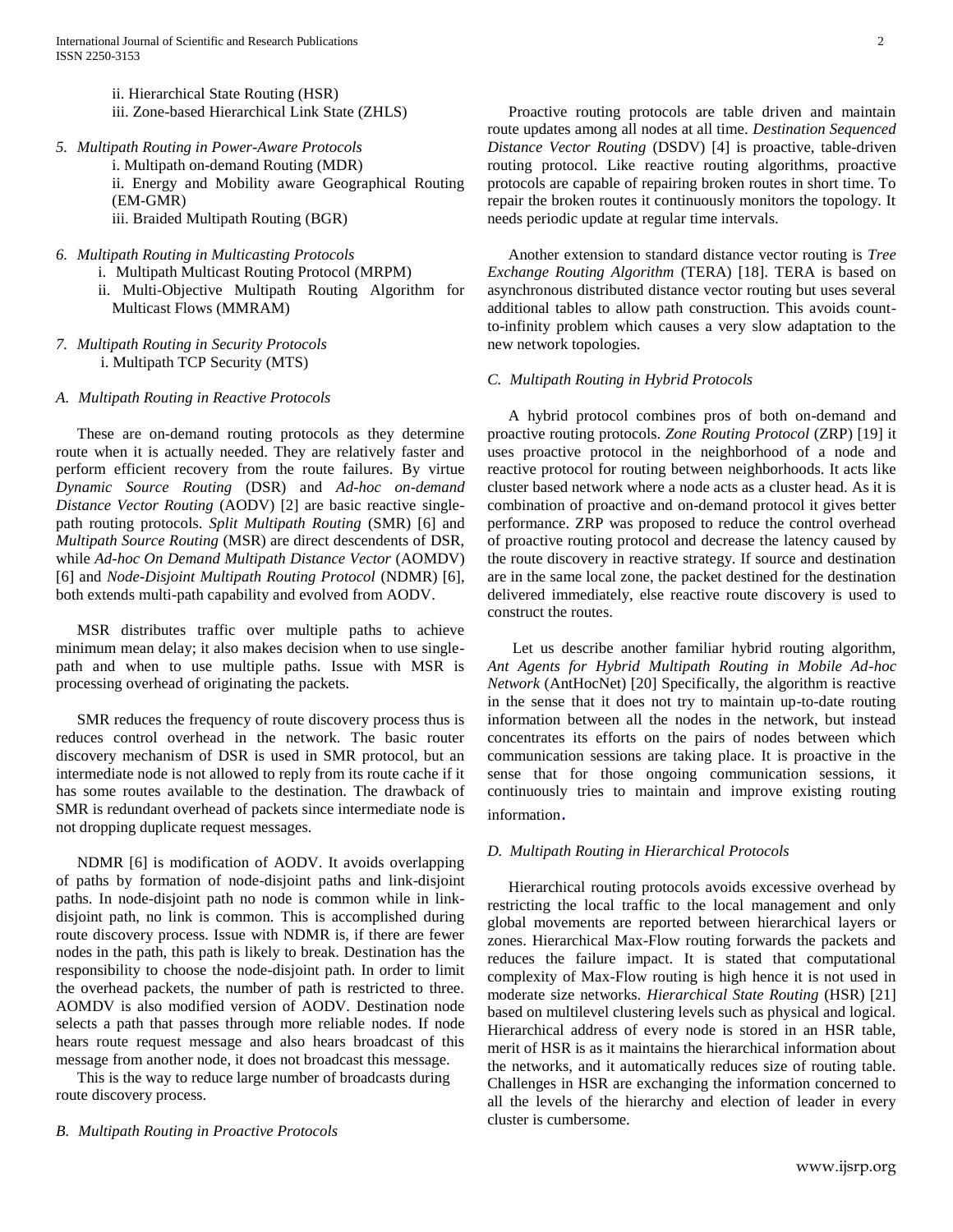ii. Hierarchical State Routing (HSR)
iii. Zone-based Hierarchical Link State (ZHLS)

5. *Multipath Routing in Power-Aware Protocols*
   i. Multipath on-demand Routing (MDR)
   ii. Energy and Mobility aware Geographical Routing (EM-GMR)
   iii. Braided Multipath Routing (BGR)

6. *Multipath Routing in Multicasting Protocols*
   i. Multipath Multicast Routing Protocol (MRPM)
   ii. Multi-Objective Multipath Routing Algorithm for Multicast Flows (MMRAM)

7. *Multipath Routing in Security Protocols*
   i. Multipath TCP Security (MTS)

### A. Multipath Routing in Reactive Protocols

These are on-demand routing protocols as they determine route when it is actually needed. They are relatively faster and perform efficient recovery from the route failures. By virtue *Dynamic Source Routing* (DSR) and *Ad-hoc on-demand Distance Vector Routing* (AODV) [2] are basic reactive single-path routing protocols. *Split Multipath Routing* (SMR) [6] and *Multipath Source Routing* (MSR) are direct descendents of DSR, while *Ad-hoc On Demand Multipath Distance Vector* (AOMDV) [6] and *Node-Disjoint Multipath Routing Protocol* (NDMR) [6], both extends multi-path capability and evolved from AODV.

MSR distributes traffic over multiple paths to achieve minimum mean delay; it also makes decision when to use single-path and when to use multiple paths. Issue with MSR is processing overhead of originating the packets.

SMR reduces the frequency of route discovery process thus is reduces control overhead in the network. The basic router discovery mechanism of DSR is used in SMR protocol, but an intermediate node is not allowed to reply from its route cache if it has some routes available to the destination. The drawback of SMR is redundant overhead of packets since intermediate node is not dropping duplicate request messages.

NDMR [6] is modification of AODV. It avoids overlapping of paths by formation of node-disjoint paths and link-disjoint paths. In node-disjoint path no node is common while in link-disjoint path, no link is common. This is accomplished during route discovery process. Issue with NDMR is, if there are fewer nodes in the path, this path is likely to break. Destination has the responsibility to choose the node-disjoint path. In order to limit the overhead packets, the number of path is restricted to three. AOMDV is also modified version of AODV. Destination node selects a path that passes through more reliable nodes. If node hears route request message and also hears broadcast of this message from another node, it does not broadcast this message.

This is the way to reduce large number of broadcasts during route discovery process.

### B. Multipath Routing in Proactive Protocols

Proactive routing protocols are table driven and maintain route updates among all nodes at all time. *Destination Sequenced Distance Vector Routing* (DSDV) [4] is proactive, table-driven routing protocol. Like reactive routing algorithms, proactive protocols are capable of repairing broken routes in short time. To repair the broken routes it continuously monitors the topology. It needs periodic update at regular time intervals.

Another extension to standard distance vector routing is *Tree Exchange Routing Algorithm* (TERA) [18]. TERA is based on asynchronous distributed distance vector routing but uses several additional tables to allow path construction. This avoids count-to-infinity problem which causes a very slow adaptation to the new network topologies.

### C. Multipath Routing in Hybrid Protocols

A hybrid protocol combines pros of both on-demand and proactive routing protocols. *Zone Routing Protocol* (ZRP) [19] it uses proactive protocol in the neighborhood of a node and reactive protocol for routing between neighborhoods. It acts like cluster based network where a node acts as a cluster head. As it is combination of proactive and on-demand protocol it gives better performance. ZRP was proposed to reduce the control overhead of proactive routing protocol and decrease the latency caused by the route discovery in reactive strategy. If source and destination are in the same local zone, the packet destined for the destination delivered immediately, else reactive route discovery is used to construct the routes.

Let us describe another familiar hybrid routing algorithm, *Ant Agents for Hybrid Multipath Routing in Mobile Ad-hoc Network* (AntHocNet) [20] Specifically, the algorithm is reactive in the sense that it does not try to maintain up-to-date routing information between all the nodes in the network, but instead concentrates its efforts on the pairs of nodes between which communication sessions are taking place. It is proactive in the sense that for those ongoing communication sessions, it continuously tries to maintain and improve existing routing information.

### D. Multipath Routing in Hierarchical Protocols

Hierarchical routing protocols avoids excessive overhead by restricting the local traffic to the local management and only global movements are reported between hierarchical layers or zones. Hierarchical Max-Flow routing forwards the packets and reduces the failure impact. It is stated that computational complexity of Max-Flow routing is high hence it is not used in moderate size networks. *Hierarchical State Routing* (HSR) [21] based on multilevel clustering levels such as physical and logical. Hierarchical address of every node is stored in an HSR table, merit of HSR is as it maintains the hierarchical information about the networks, and it automatically reduces size of routing table. Challenges in HSR are exchanging the information concerned to all the levels of the hierarchy and election of leader in every cluster is cumbersome.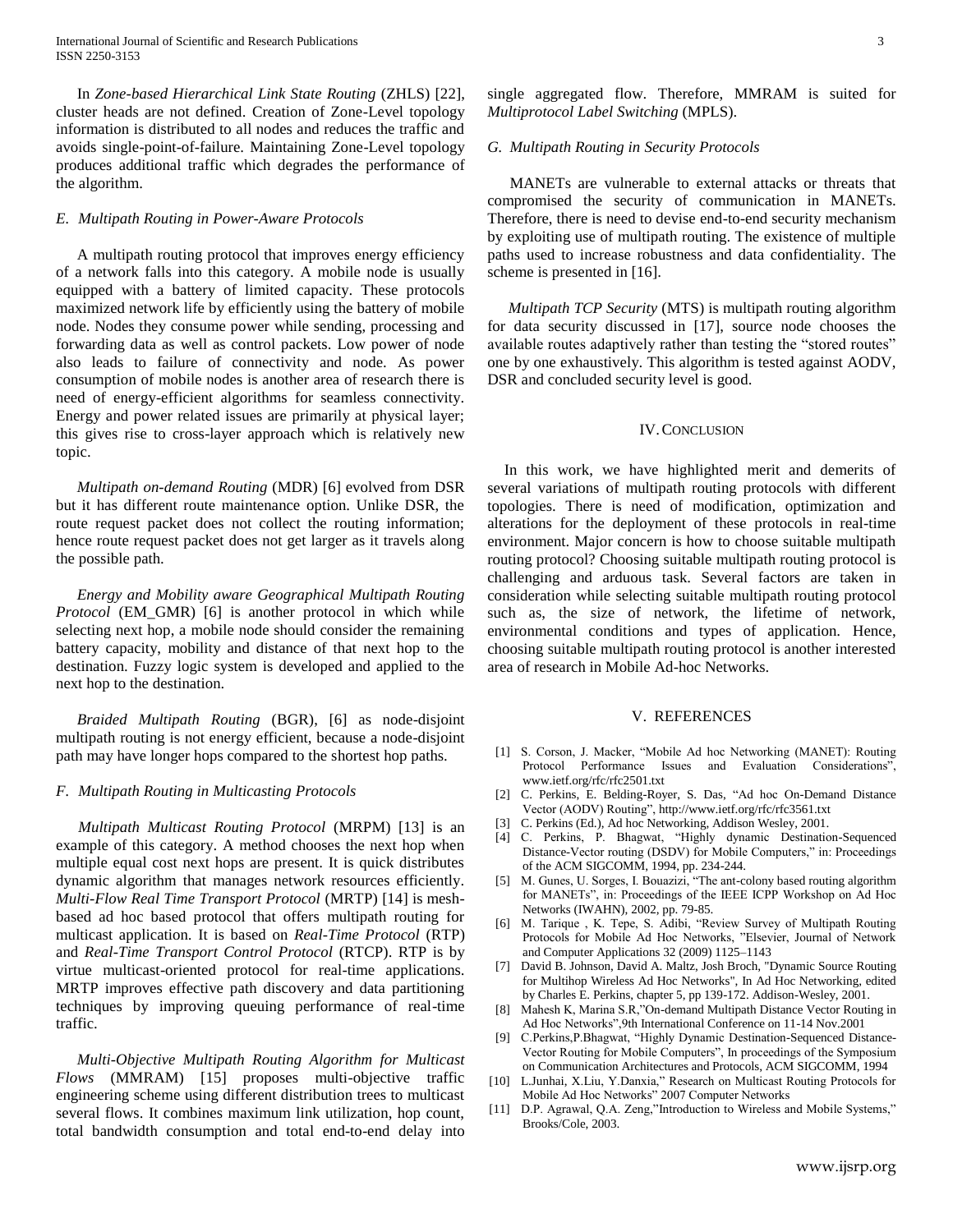In *Zone-based Hierarchical Link State Routing* (ZHLS) [22], cluster heads are not defined. Creation of Zone-Level topology information is distributed to all nodes and reduces the traffic and avoids single-point-of-failure. Maintaining Zone-Level topology produces additional traffic which degrades the performance of the algorithm.

### *E. Multipath Routing in Power-Aware Protocols*

A multipath routing protocol that improves energy efficiency of a network falls into this category. A mobile node is usually equipped with a battery of limited capacity. These protocols maximized network life by efficiently using the battery of mobile node. Nodes they consume power while sending, processing and forwarding data as well as control packets. Low power of node also leads to failure of connectivity and node. As power consumption of mobile nodes is another area of research there is need of energy-efficient algorithms for seamless connectivity. Energy and power related issues are primarily at physical layer; this gives rise to cross-layer approach which is relatively new topic.

*Multipath on-demand Routing* (MDR) [6] evolved from DSR but it has different route maintenance option. Unlike DSR, the route request packet does not collect the routing information; hence route request packet does not get larger as it travels along the possible path.

*Energy and Mobility aware Geographical Multipath Routing Protocol* (EM_GMR) [6] is another protocol in which while selecting next hop, a mobile node should consider the remaining battery capacity, mobility and distance of that next hop to the destination. Fuzzy logic system is developed and applied to the next hop to the destination.

*Braided Multipath Routing* (BGR), [6] as node-disjoint multipath routing is not energy efficient, because a node-disjoint path may have longer hops compared to the shortest hop paths.

### *F. Multipath Routing in Multicasting Protocols*

*Multipath Multicast Routing Protocol* (MRPM) [13] is an example of this category. A method chooses the next hop when multiple equal cost next hops are present. It is quick distributes dynamic algorithm that manages network resources efficiently. *Multi-Flow Real Time Transport Protocol* (MRTP) [14] is mesh-based ad hoc based protocol that offers multipath routing for multicast application. It is based on *Real-Time Protocol* (RTP) and *Real-Time Transport Control Protocol* (RTCP). RTP is by virtue multicast-oriented protocol for real-time applications. MRTP improves effective path discovery and data partitioning techniques by improving queuing performance of real-time traffic.

*Multi-Objective Multipath Routing Algorithm for Multicast Flows* (MMRAM) [15] proposes multi-objective traffic engineering scheme using different distribution trees to multicast several flows. It combines maximum link utilization, hop count, total bandwidth consumption and total end-to-end delay into single aggregated flow. Therefore, MMRAM is suited for *Multiprotocol Label Switching* (MPLS).

### *G. Multipath Routing in Security Protocols*

MANETs are vulnerable to external attacks or threats that compromised the security of communication in MANETs. Therefore, there is need to devise end-to-end security mechanism by exploiting use of multipath routing. The existence of multiple paths used to increase robustness and data confidentiality. The scheme is presented in [16].

*Multipath TCP Security* (MTS) is multipath routing algorithm for data security discussed in [17], source node chooses the available routes adaptively rather than testing the "stored routes" one by one exhaustively. This algorithm is tested against AODV, DSR and concluded security level is good.

## IV. Conclusion

In this work, we have highlighted merit and demerits of several variations of multipath routing protocols with different topologies. There is need of modification, optimization and alterations for the deployment of these protocols in real-time environment. Major concern is how to choose suitable multipath routing protocol? Choosing suitable multipath routing protocol is challenging and arduous task. Several factors are taken in consideration while selecting suitable multipath routing protocol such as, the size of network, the lifetime of network, environmental conditions and types of application. Hence, choosing suitable multipath routing protocol is another interested area of research in Mobile Ad-hoc Networks.

## V. REFERENCES

[1] S. Corson, J. Macker, "Mobile Ad hoc Networking (MANET): Routing Protocol Performance Issues and Evaluation Considerations", www.ietf.org/rfc/rfc2501.txt

[2] C. Perkins, E. Belding-Royer, S. Das, "Ad hoc On-Demand Distance Vector (AODV) Routing", http://www.ietf.org/rfc/rfc3561.txt

[3] C. Perkins (Ed.), Ad hoc Networking, Addison Wesley, 2001.

[4] C. Perkins, P. Bhagwat, "Highly dynamic Destination-Sequenced Distance-Vector routing (DSDV) for Mobile Computers," in: Proceedings of the ACM SIGCOMM, 1994, pp. 234-244.

[5] M. Gunes, U. Sorges, I. Bouazizi, "The ant-colony based routing algorithm for MANETs", in: Proceedings of the IEEE ICPP Workshop on Ad Hoc Networks (IWAHN), 2002, pp. 79-85.

[6] M. Tarique , K. Tepe, S. Adibi, "Review Survey of Multipath Routing Protocols for Mobile Ad Hoc Networks, "Elsevier, Journal of Network and Computer Applications 32 (2009) 1125–1143

[7] David B. Johnson, David A. Maltz, Josh Broch, "Dynamic Source Routing for Multihop Wireless Ad Hoc Networks", In Ad Hoc Networking, edited by Charles E. Perkins, chapter 5, pp 139-172. Addison-Wesley, 2001.

[8] Mahesh K, Marina S.R,"On-demand Multipath Distance Vector Routing in Ad Hoc Networks",9th International Conference on 11-14 Nov.2001

[9] C.Perkins,P.Bhagwat, "Highly Dynamic Destination-Sequenced Distance-Vector Routing for Mobile Computers", In proceedings of the Symposium on Communication Architectures and Protocols, ACM SIGCOMM, 1994

[10] L.Junhai, X.Liu, Y.Danxia," Research on Multicast Routing Protocols for Mobile Ad Hoc Networks" 2007 Computer Networks

[11] D.P. Agrawal, Q.A. Zeng,"Introduction to Wireless and Mobile Systems," Brooks/Cole, 2003.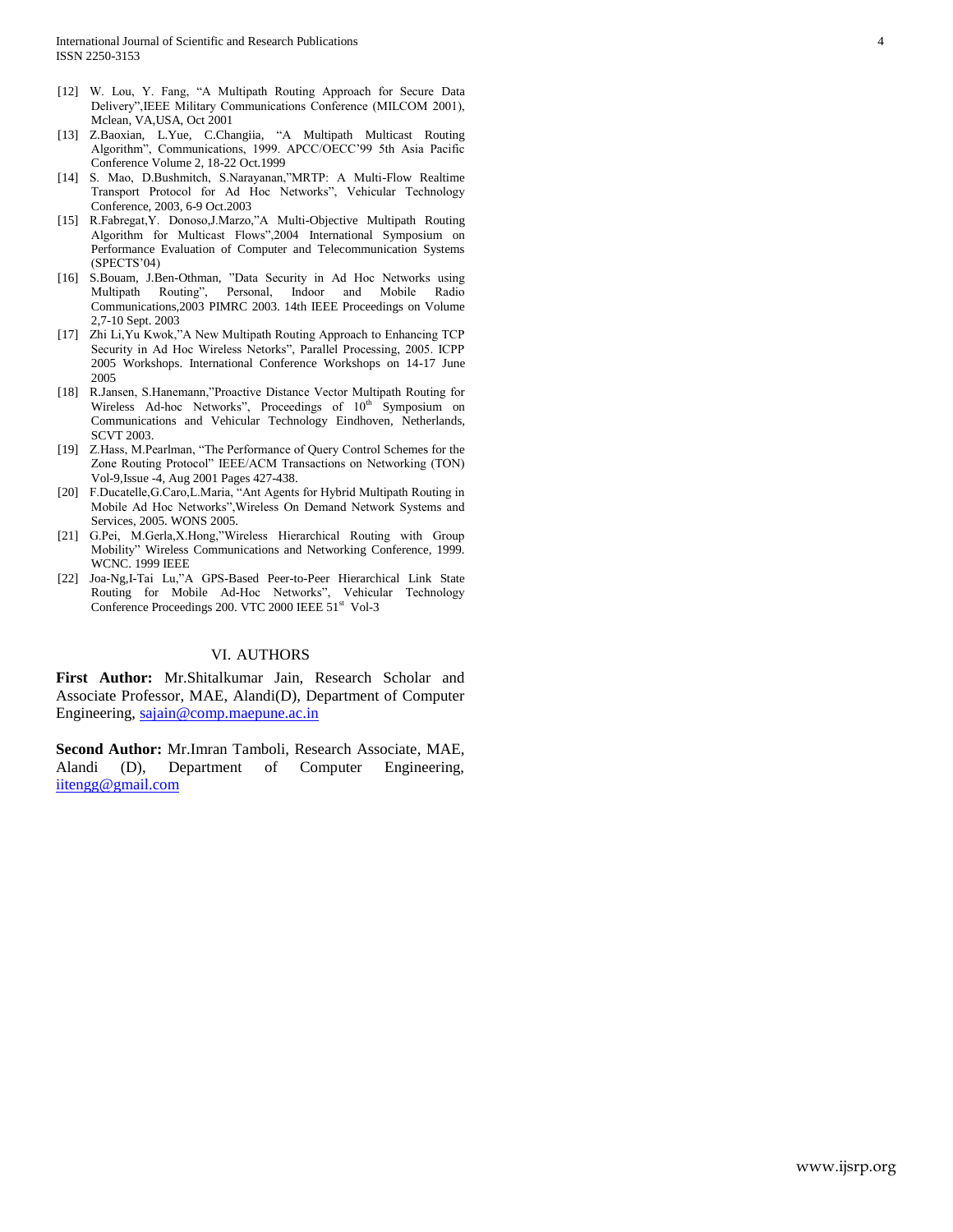[12] W. Lou, Y. Fang, "A Multipath Routing Approach for Secure Data Delivery",IEEE Military Communications Conference (MILCOM 2001), Mclean, VA,USA, Oct 2001

[13] Z.Baoxian, L.Yue, C.Changiia, "A Multipath Multicast Routing Algorithm", Communications, 1999. APCC/OECC'99 5th Asia Pacific Conference Volume 2, 18-22 Oct.1999

[14] S. Mao, D.Bushmitch, S.Narayanan,"MRTP: A Multi-Flow Realtime Transport Protocol for Ad Hoc Networks", Vehicular Technology Conference, 2003, 6-9 Oct.2003

[15] R.Fabregat,Y. Donoso,J.Marzo,"A Multi-Objective Multipath Routing Algorithm for Multicast Flows",2004 International Symposium on Performance Evaluation of Computer and Telecommunication Systems (SPECTS'04)

[16] S.Bouam, J.Ben-Othman, "Data Security in Ad Hoc Networks using Multipath Routing", Personal, Indoor and Mobile Radio Communications,2003 PIMRC 2003. 14th IEEE Proceedings on Volume 2,7-10 Sept. 2003

[17] Zhi Li,Yu Kwok,"A New Multipath Routing Approach to Enhancing TCP Security in Ad Hoc Wireless Netorks", Parallel Processing, 2005. ICPP 2005 Workshops. International Conference Workshops on 14-17 June 2005

[18] R.Jansen, S.Hanemann,"Proactive Distance Vector Multipath Routing for Wireless Ad-hoc Networks", Proceedings of 10th Symposium on Communications and Vehicular Technology Eindhoven, Netherlands, SCVT 2003.

[19] Z.Hass, M.Pearlman, "The Performance of Query Control Schemes for the Zone Routing Protocol" IEEE/ACM Transactions on Networking (TON) Vol-9,Issue -4, Aug 2001 Pages 427-438.

[20] F.Ducatelle,G.Caro,L.Maria, "Ant Agents for Hybrid Multipath Routing in Mobile Ad Hoc Networks",Wireless On Demand Network Systems and Services, 2005. WONS 2005.

[21] G.Pei, M.Gerla,X.Hong,"Wireless Hierarchical Routing with Group Mobility" Wireless Communications and Networking Conference, 1999. WCNC. 1999 IEEE

[22] Joa-Ng,I-Tai Lu,"A GPS-Based Peer-to-Peer Hierarchical Link State Routing for Mobile Ad-Hoc Networks", Vehicular Technology Conference Proceedings 200. VTC 2000 IEEE 51st Vol-3

## VI. AUTHORS

**First Author:** Mr.Shitalkumar Jain, Research Scholar and Associate Professor, MAE, Alandi(D), Department of Computer Engineering, sajain@comp.maepune.ac.in

**Second Author:** Mr.Imran Tamboli, Research Associate, MAE, Alandi (D), Department of Computer Engineering, iitengg@gmail.com